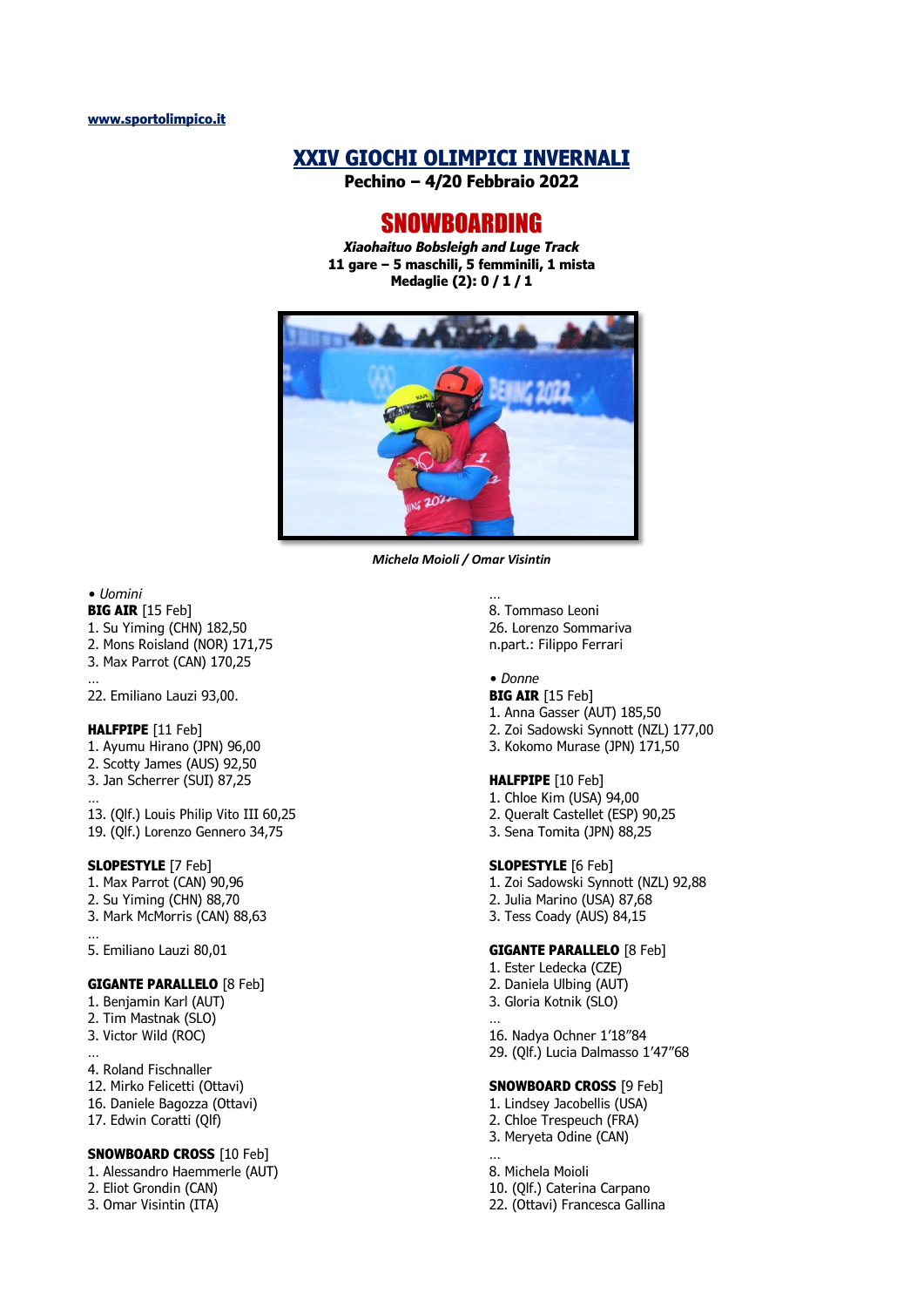www.sportolimpico.it

# XXIV GIOCHI OLIMPICI INVERNALI

**Pechino – 4/20 Febbraio 2022**

# SNOWBOARDING

***Xiaohaituo Bobsleigh and Luge Track***
**11 gare – 5 maschili, 5 femminili, 1 mista**
**Medaglie (2): 0 / 1 / 1**

***Michela Moioli / Omar Visintin***

• *Uomini*

**BIG AIR** [15 Feb]
1. Su Yiming (CHN) 182,50
2. Mons Roisland (NOR) 171,75
3. Max Parrot (CAN) 170,25

…
22. Emiliano Lauzi 93,00.

**HALFPIPE** [11 Feb]
1. Ayumu Hirano (JPN) 96,00
2. Scotty James (AUS) 92,50
3. Jan Scherrer (SUI) 87,25

…
13. (Qlf.) Louis Philip Vito III 60,25
19. (Qlf.) Lorenzo Gennero 34,75

**SLOPESTYLE** [7 Feb]
1. Max Parrot (CAN) 90,96
2. Su Yiming (CHN) 88,70
3. Mark McMorris (CAN) 88,63

…
5. Emiliano Lauzi 80,01

**GIGANTE PARALLELO** [8 Feb]
1. Benjamin Karl (AUT)
2. Tim Mastnak (SLO)
3. Victor Wild (ROC)

…
4. Roland Fischnaller
12. Mirko Felicetti (Ottavi)
16. Daniele Bagozza (Ottavi)
17. Edwin Coratti (Qlf)

**SNOWBOARD CROSS** [10 Feb]
1. Alessandro Haemmerle (AUT)
2. Eliot Grondin (CAN)
3. Omar Visintin (ITA)

…
8. Tommaso Leoni
26. Lorenzo Sommariva
n.part.: Filippo Ferrari

• *Donne*

**BIG AIR** [15 Feb]
1. Anna Gasser (AUT) 185,50
2. Zoi Sadowski Synnott (NZL) 177,00
3. Kokomo Murase (JPN) 171,50

**HALFPIPE** [10 Feb]
1. Chloe Kim (USA) 94,00
2. Queralt Castellet (ESP) 90,25
3. Sena Tomita (JPN) 88,25

**SLOPESTYLE** [6 Feb]
1. Zoi Sadowski Synnott (NZL) 92,88
2. Julia Marino (USA) 87,68
3. Tess Coady (AUS) 84,15

**GIGANTE PARALLELO** [8 Feb]
1. Ester Ledecka (CZE)
2. Daniela Ulbing (AUT)
3. Gloria Kotnik (SLO)

…
16. Nadya Ochner 1'18"84
29. (Qlf.) Lucia Dalmasso 1'47"68

**SNOWBOARD CROSS** [9 Feb]
1. Lindsey Jacobellis (USA)
2. Chloe Trespeuch (FRA)
3. Meryeta Odine (CAN)

…
8. Michela Moioli
10. (Qlf.) Caterina Carpano
22. (Ottavi) Francesca Gallina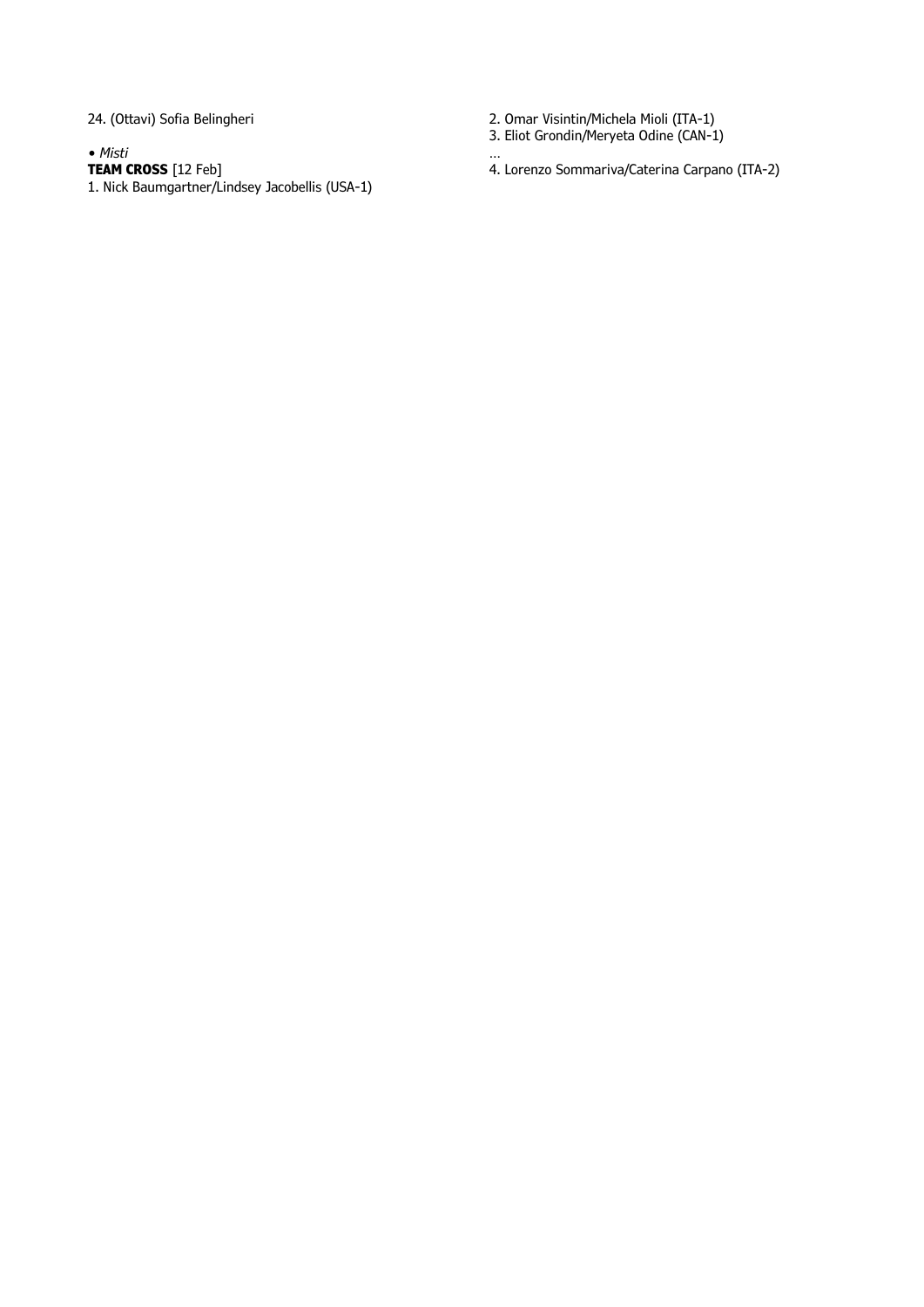24. (Ottavi) Sofia Belingheri

• *Misti*

**TEAM CROSS** [12 Feb]

1. Nick Baumgartner/Lindsey Jacobellis (USA-1)
2. Omar Visintin/Michela Mioli (ITA-1)
3. Eliot Grondin/Meryeta Odine (CAN-1)

…

4. Lorenzo Sommariva/Caterina Carpano (ITA-2)